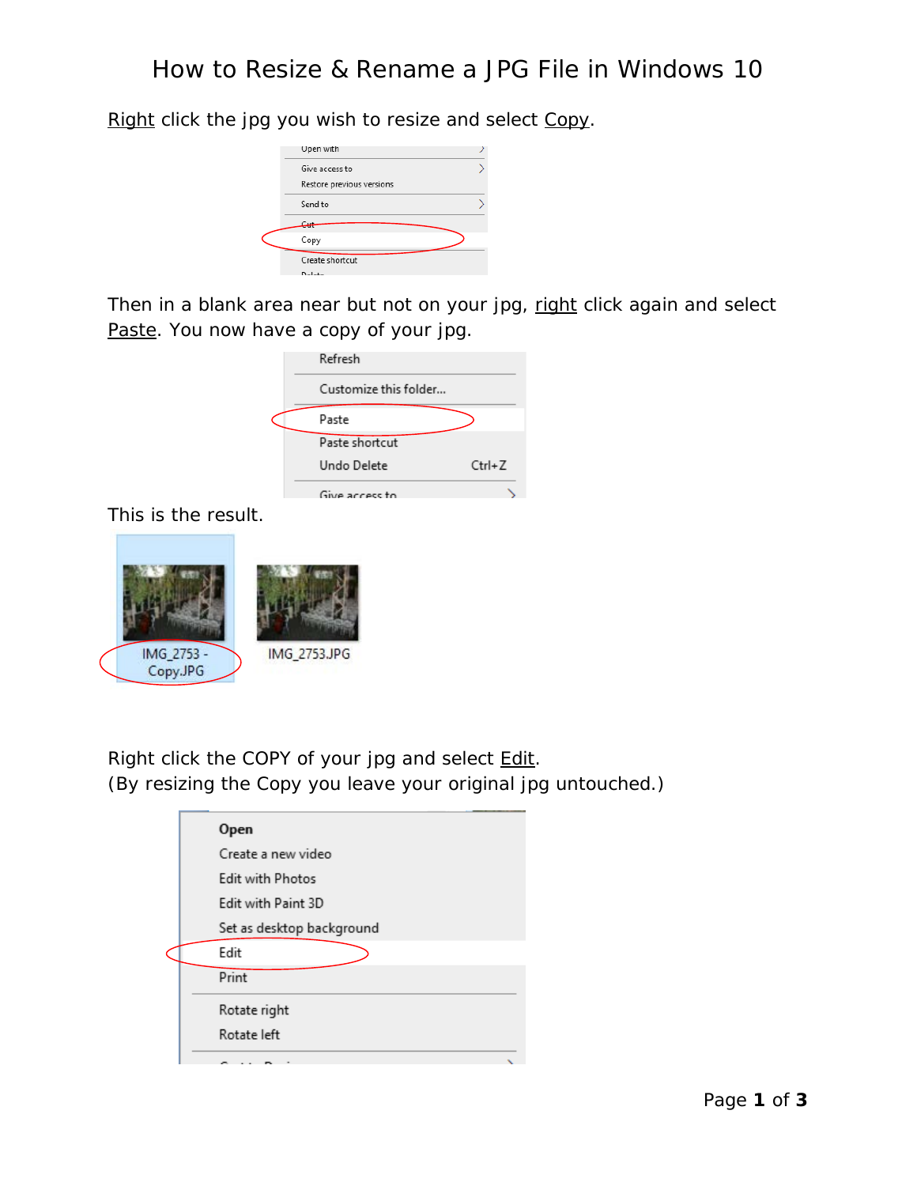# How to Resize & Rename a JPG File in Windows 10

Right click the jpg you wish to resize and select Copy.

Then in a blank area near but not on your jpg, right click again and select Paste. You now have a copy of your jpg.

This is the result.

Right click the COPY of your jpg and select Edit.
(By resizing the Copy you leave your original jpg untouched.)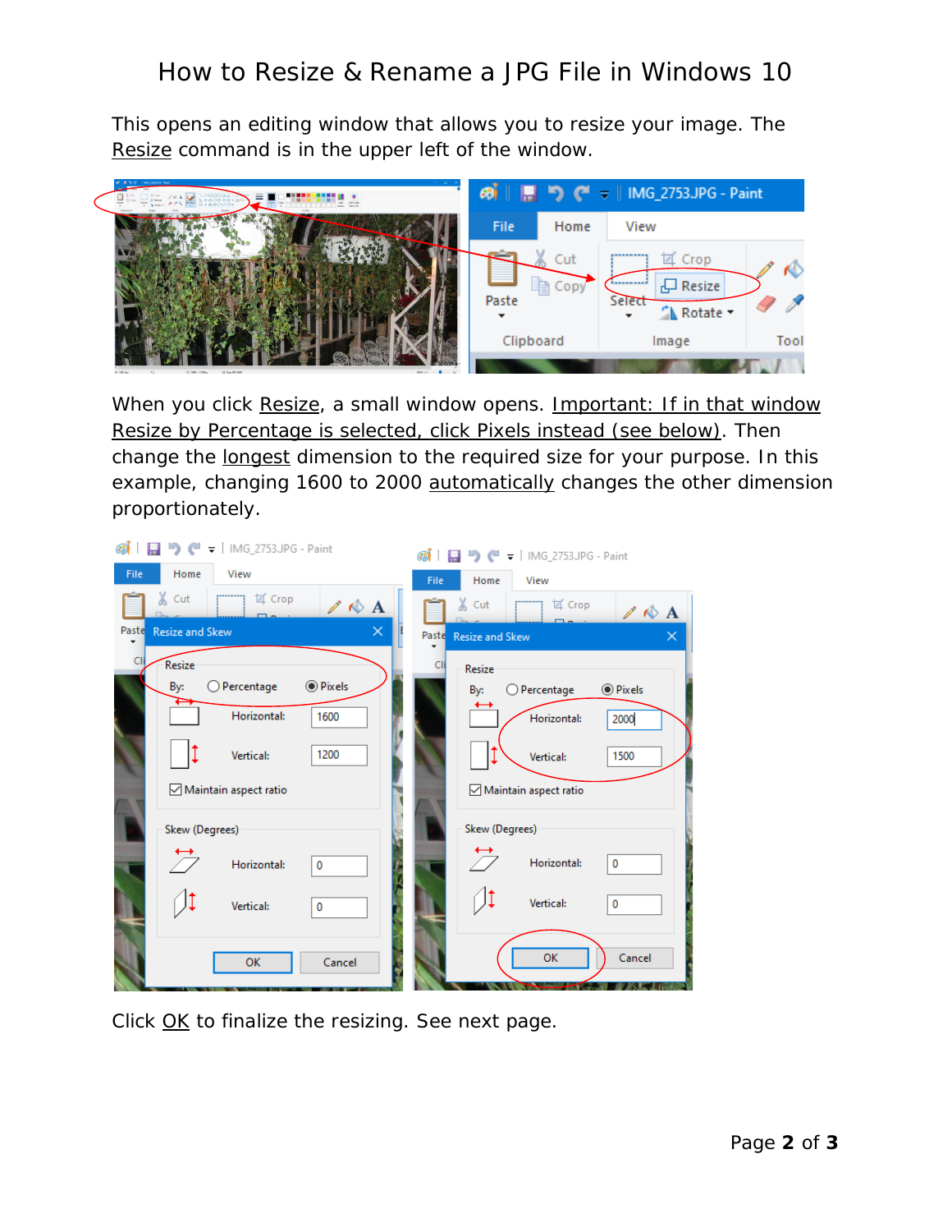# How to Resize & Rename a JPG File in Windows 10

This opens an editing window that allows you to resize your image. The Resize command is in the upper left of the window.

When you click Resize, a small window opens. Important: If in that window Resize by Percentage is selected, click Pixels instead (see below). Then change the longest dimension to the required size for your purpose. In this example, changing 1600 to 2000 automatically changes the other dimension proportionately.

Click OK to finalize the resizing. See next page.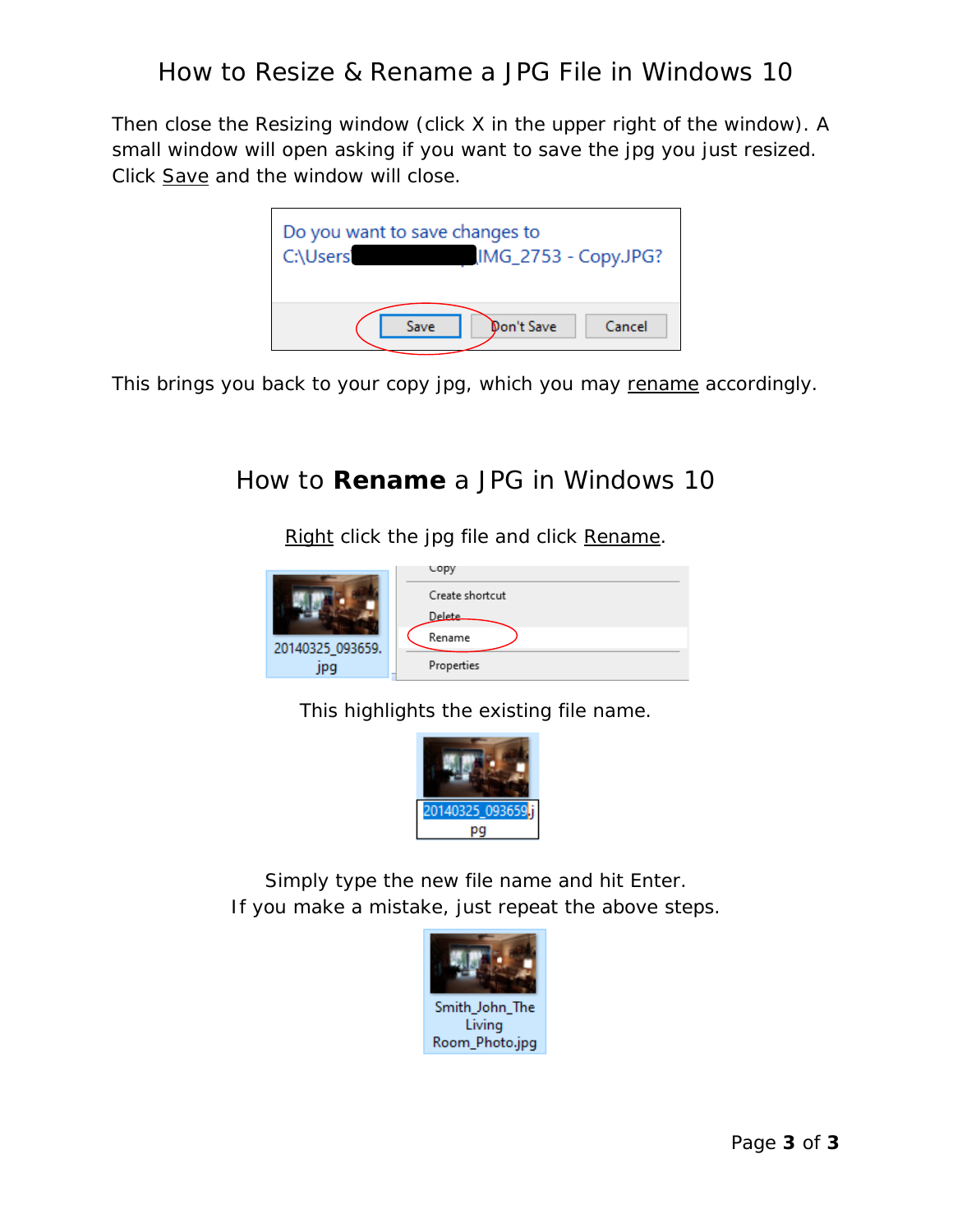# How to Resize & Rename a JPG File in Windows 10

Then close the Resizing window (click X in the upper right of the window). A small window will open asking if you want to save the jpg you just resized. Click Save and the window will close.

This brings you back to your copy jpg, which you may rename accordingly.

## How to **Rename** a JPG in Windows 10

Right click the jpg file and click Rename.

This highlights the existing file name.

Simply type the new file name and hit Enter.
If you make a mistake, just repeat the above steps.